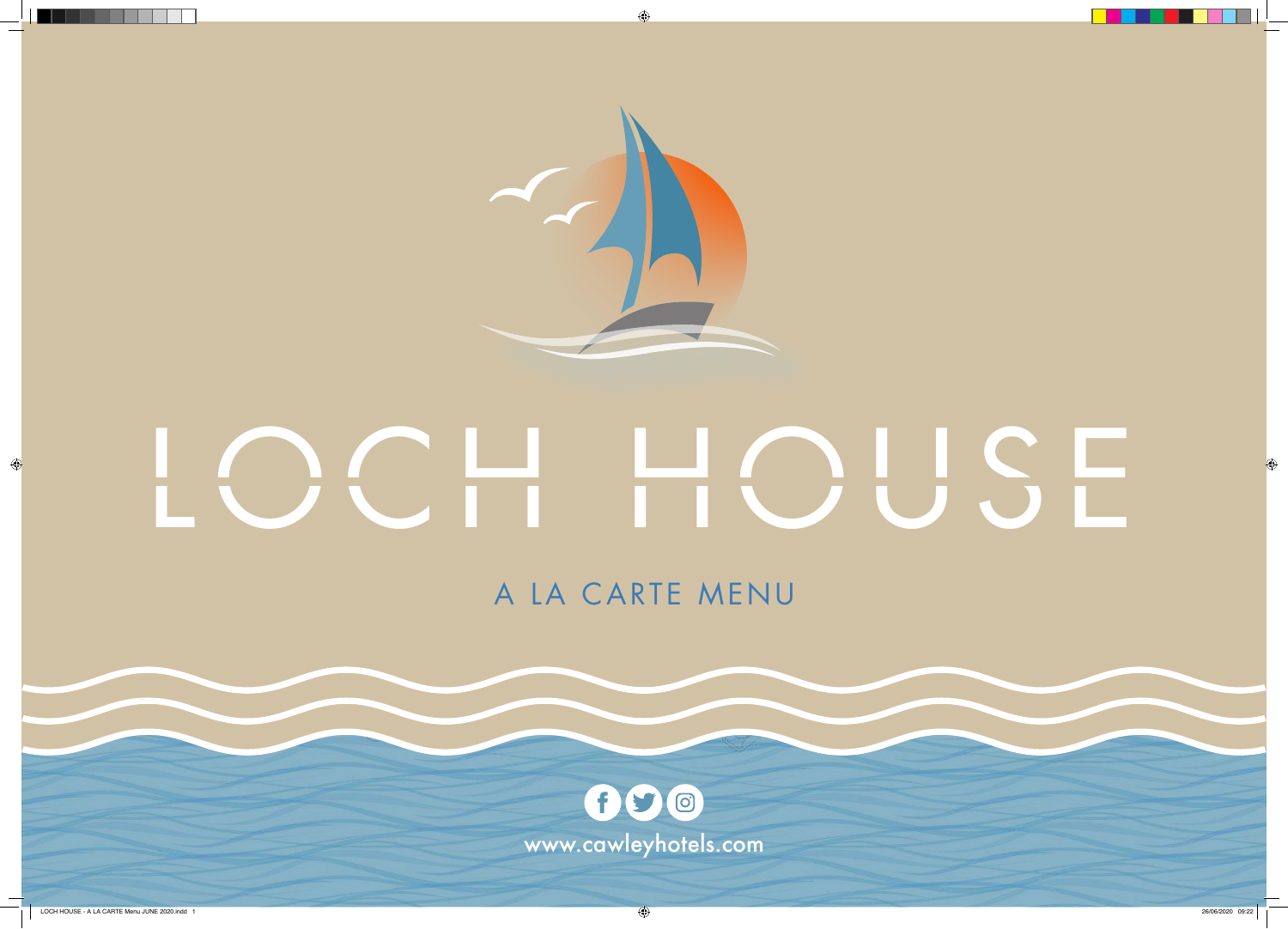# LOCH HOUSE

## A LA CARTE MENU

www.cawleyhotels.com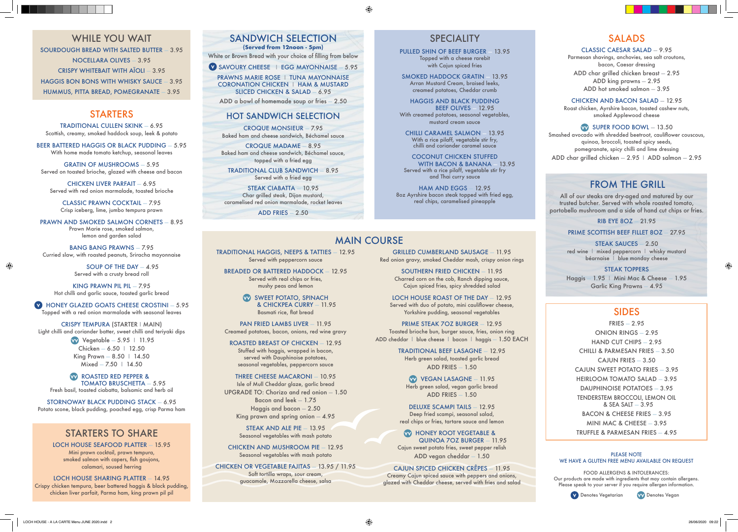## WHILE YOU WAIT

SOURDOUGH BREAD WITH SALTED BUTTER – 3.95

NOCELLARA OLIVES – 3.95

CRISPY WHITEBAIT WITH AÏOLI – 3.95

HAGGIS BON BONS WITH WHISKY SAUCE – 3.95

HUMMUS, PITTA BREAD, POMEGRANATE – 3.95

## STARTERS

TRADITIONAL CULLEN SKINK – 6.95
Scottish, creamy, smoked haddock soup, leek & potato

BEER BATTERED HAGGIS OR BLACK PUDDING – 5.95
With home made tomato ketchup, seasonal leaves

GRATIN OF MUSHROOMS – 5.95
Served on toasted brioche, glazed with cheese and bacon

CHICKEN LIVER PARFAIT – 6.95
Served with red onion marmalade, toasted brioche

CLASSIC PRAWN COCKTAIL – 7.95
Crisp iceberg, lime, jumbo tempura prawn

PRAWN AND SMOKED SALMON CORNETS – 8.95
Prawn Marie rose, smoked salmon, lemon and garden salad

BANG BANG PRAWNS – 7.95
Curried slaw, with roasted peanuts, Sriracha mayonnaise

SOUP OF THE DAY – 4.95
Served with a crusty bread roll

KING PRAWN PIL PIL – 7.95
Hot chilli and garlic sauce, toasted garlic bread

(V) HONEY GLAZED GOATS CHEESE CROSTINI – 5.95
Topped with a red onion marmalade with seasonal leaves

CRISPY TEMPURA (STARTER | MAIN)
Light chilli and coriander batter, sweet chilli and teriyaki dips
(VV) Vegetable – 5.95 | 11.95
Chicken – 6.50 | 12.50
King Prawn – 8.50 | 14.50
Mixed – 7.50 | 14.50

(VV) ROASTED RED PEPPER & TOMATO BRUSCHETTA – 5.95
Fresh basil, toasted ciabatta, balsamic and herb oil

STORNOWAY BLACK PUDDING STACK – 6.95
Potato scone, black pudding, poached egg, crisp Parma ham

## STARTERS TO SHARE

LOCH HOUSE SEAFOOD PLATTER – 15.95
Mini prawn cocktail, prawn tempura, smoked salmon with capers, fish goujons, calamari, soused herring

LOCH HOUSE SHARING PLATTER – 14.95
Crispy chicken tempura, beer battered haggis & black pudding, chicken liver parfait, Parma ham, king prawn pil pil

## SANDWICH SELECTION

**(Served from 12noon - 5pm)**

White or Brown Bread with your choice of filling from below

(V) SAVOURY CHEESE | EGG MAYONNAISE – 5.95

PRAWNS MARIE ROSE | TUNA MAYONNAISE
CORONATION CHICKEN | HAM & MUSTARD
SLICED CHICKEN & SALAD – 6.95

ADD a bowl of homemade soup or fries – 2.50

## HOT SANDWICH SELECTION

CROQUE MONSIEUR – 7.95
Baked ham and cheese sandwich, Béchamel sauce

CROQUE MADAME – 8.95
Baked ham and cheese sandwich, Béchamel sauce, topped with a fried egg

TRADITIONAL CLUB SANDWICH – 8.95
Served with a fried egg

STEAK CIABATTA – 10.95
Char grilled steak, Dijon mustard, caramelised red onion marmalade, rocket leaves

ADD FRIES – 2.50

## SPECIALITY

PULLED SHIN OF BEEF BURGER – 13.95
Topped with a cheese rarebit with Cajun spiced fries

SMOKED HADDOCK GRATIN – 13.95
Arran Mustard Cream, braised leeks, creamed potatoes, Cheddar crumb

HAGGIS AND BLACK PUDDING BEEF OLIVES – 12.95
With creamed potatoes, seasonal vegetables, mustard cream sauce

CHILLI CARAMEL SALMON – 13.95
With a rice pilaff, vegetable stir fry, chilli and coriander caramel sauce

COCONUT CHICKEN STUFFED WITH BACON & BANANA – 13.95
Served with a rice pilaff, vegetable stir fry and Thai curry sauce

HAM AND EGGS – 12.95
8oz Ayrshire bacon steak topped with fried egg, real chips, caramelised pineapple

## MAIN COURSE

TRADITIONAL HAGGIS, NEEPS & TATTIES – 12.95
Served with peppercorn sauce

BREADED OR BATTERED HADDOCK – 12.95
Served with real chips or fries, mushy peas and lemon

(VV) SWEET POTATO, SPINACH & CHICKPEA CURRY – 11.95
Basmati rice, flat bread

PAN FRIED LAMBS LIVER – 11.95
Creamed potatoes, bacon, onions, red wine gravy

ROASTED BREAST OF CHICKEN – 12.95
Stuffed with haggis, wrapped in bacon, served with Dauphinoise potatoes, seasonal vegetables, peppercorn sauce

THREE CHEESE MACARONI – 10.95
Isle of Mull Cheddar glaze, garlic bread
UPGRADE TO: Chorizo and red onion – 1.50
Bacon and leek – 1.75
Haggis and bacon – 2.50
King prawn and spring onion – 4.95

STEAK AND ALE PIE – 13.95
Seasonal vegetables with mash potato

CHICKEN AND MUSHROOM PIE – 12.95
Seasonal vegetables with mash potato

CHICKEN OR VEGETABLE FAJITAS – 13.95 / 11.95
Soft tortilla wraps, sour cream, guacamole, Mozzarella cheese, salsa

GRILLED CUMBERLAND SAUSAGE – 11.95
Red onion gravy, smoked Cheddar mash, crispy onion rings

SOUTHERN FRIED CHICKEN – 11.95
Charred corn on the cob, Ranch dipping sauce, Cajun spiced fries, spicy shredded salad

LOCH HOUSE ROAST OF THE DAY – 12.95
Served with duo of potato, mini cauliflower cheese, Yorkshire pudding, seasonal vegetables

PRIME STEAK 7OZ BURGER – 12.95
Toasted brioche bun, burger sauce, fries, onion ring
ADD cheddar | blue cheese | bacon | haggis – 1.50 EACH

TRADITIONAL BEEF LASAGNE – 12.95
Herb green salad, toasted garlic bread
ADD FRIES – 1.50

(VV) VEGAN LASAGNE – 11.95
Herb green salad, vegan garlic bread
ADD FRIES – 1.50

DELUXE SCAMPI TAILS – 12.95
Deep fried scampi, seasonal salad, real chips or fries, tartare sauce and lemon

(VV) HONEY ROOT VEGETABLE & QUINOA 7OZ BURGER – 11.95
Cajun sweet potato fries, sweet pepper relish
ADD vegan cheddar – 1.50

CAJUN SPICED CHICKEN CRÊPES – 11.95
Creamy Cajun spiced sauce with peppers and onions, glazed with Cheddar cheese, served with fries and salad

## SALADS

CLASSIC CAESAR SALAD – 9.95
Parmesan shavings, anchovies, sea salt croutons, bacon, Caesar dressing
ADD char grilled chicken breast – 2.95
ADD king prawns – 2.95
ADD hot smoked salmon – 3.95

CHICKEN AND BACON SALAD – 12.95
Roast chicken, Ayrshire bacon, toasted cashew nuts, smoked Applewood cheese

(VV) SUPER FOOD BOWL – 13.50
Smashed avocado with shredded beetroot, cauliflower couscous, quinoa, broccoli, toasted spicy seeds, pomegranate, spicy chilli and lime dressing
ADD char grilled chicken – 2.95 | ADD salmon – 2.95

## FROM THE GRILL

All of our steaks are dry-aged and matured by our trusted butcher. Served with whole roasted tomato, portobello mushroom and a side of hand cut chips or fries.

RIB EYE 8OZ – 21.95

PRIME SCOTTISH BEEF FILLET 8OZ – 27.95

STEAK SAUCES – 2.50
red wine | mixed peppercorn | whisky mustard
béarnaise | blue monday cheese

STEAK TOPPERS
Haggis – 1.95 | Mini Mac & Cheese – 1.95
Garlic King Prawns – 4.95

## SIDES

FRIES – 2.95

ONION RINGS – 2.95

HAND CUT CHIPS – 2.95

CHILLI & PARMESAN FRIES – 3.50

CAJUN FRIES – 3.50

CAJUN SWEET POTATO FRIES – 3.95

HEIRLOOM TOMATO SALAD – 3.95

DAUPHINOISE POTATOES – 3.95

TENDERSTEM BROCCOLI, LEMON OIL & SEA SALT – 3.95

BACON & CHEESE FRIES – 3.95

MINI MAC & CHEESE – 3.95

TRUFFLE & PARMESAN FRIES – 4.95

PLEASE NOTE
WE HAVE A GLUTEN FREE MENU AVAILABLE ON REQUEST

FOOD ALLERGENS & INTOLERANCES:
Our products are made with ingredients that may contain allergens. Please speak to your server if you require allergen information.

(V) Denotes Vegetarian (VV) Denotes Vegan